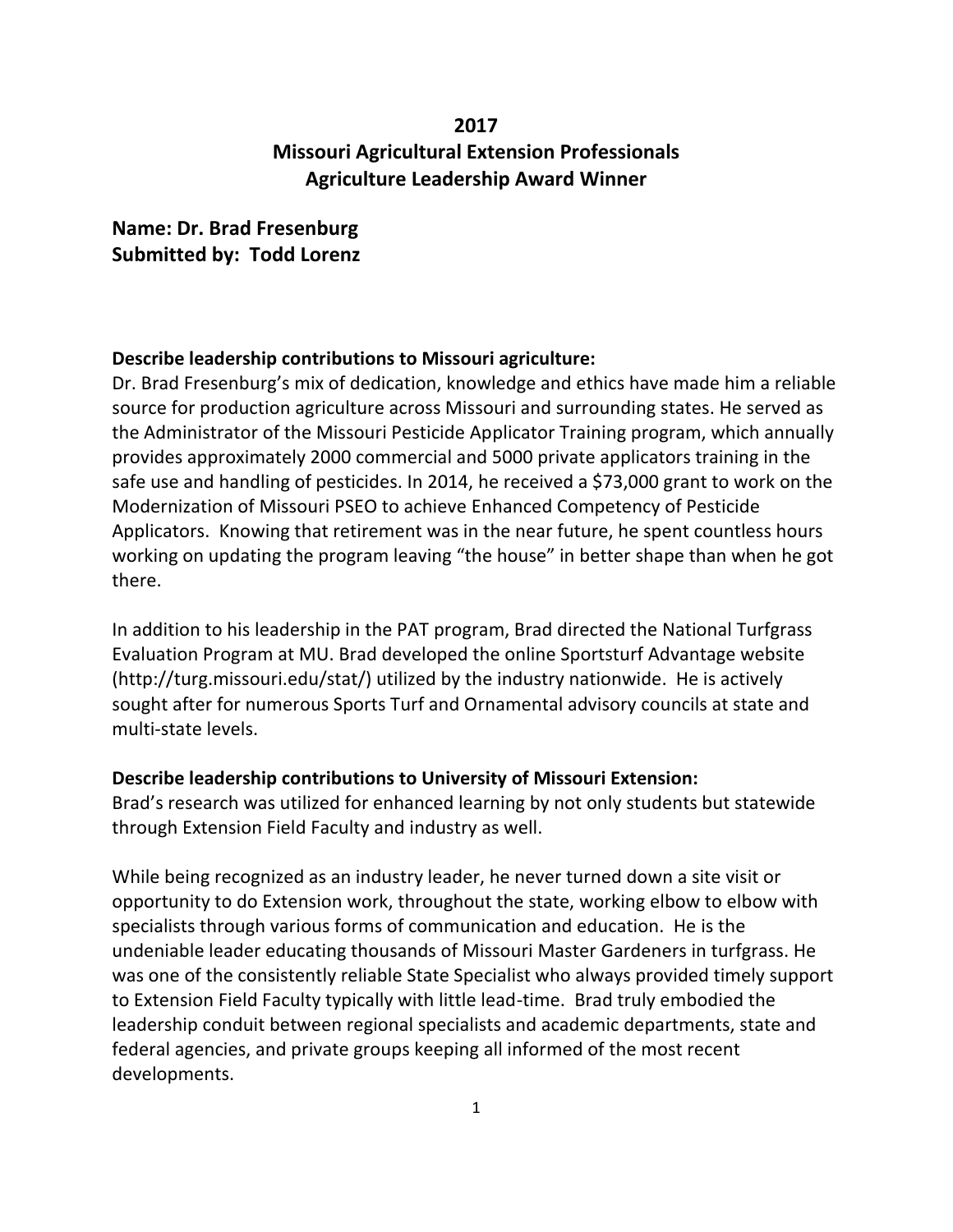# 2017
# Missouri Agricultural Extension Professionals
# Agriculture Leadership Award Winner

## Name: Dr. Brad Fresenburg
## Submitted by: Todd Lorenz

**Describe leadership contributions to Missouri agriculture:**

Dr. Brad Fresenburg's mix of dedication, knowledge and ethics have made him a reliable source for production agriculture across Missouri and surrounding states. He served as the Administrator of the Missouri Pesticide Applicator Training program, which annually provides approximately 2000 commercial and 5000 private applicators training in the safe use and handling of pesticides. In 2014, he received a $73,000 grant to work on the Modernization of Missouri PSEO to achieve Enhanced Competency of Pesticide Applicators. Knowing that retirement was in the near future, he spent countless hours working on updating the program leaving "the house" in better shape than when he got there.

In addition to his leadership in the PAT program, Brad directed the National Turfgrass Evaluation Program at MU. Brad developed the online Sportsturf Advantage website (http://turg.missouri.edu/stat/) utilized by the industry nationwide. He is actively sought after for numerous Sports Turf and Ornamental advisory councils at state and multi-state levels.

**Describe leadership contributions to University of Missouri Extension:**

Brad's research was utilized for enhanced learning by not only students but statewide through Extension Field Faculty and industry as well.

While being recognized as an industry leader, he never turned down a site visit or opportunity to do Extension work, throughout the state, working elbow to elbow with specialists through various forms of communication and education. He is the undeniable leader educating thousands of Missouri Master Gardeners in turfgrass. He was one of the consistently reliable State Specialist who always provided timely support to Extension Field Faculty typically with little lead-time. Brad truly embodied the leadership conduit between regional specialists and academic departments, state and federal agencies, and private groups keeping all informed of the most recent developments.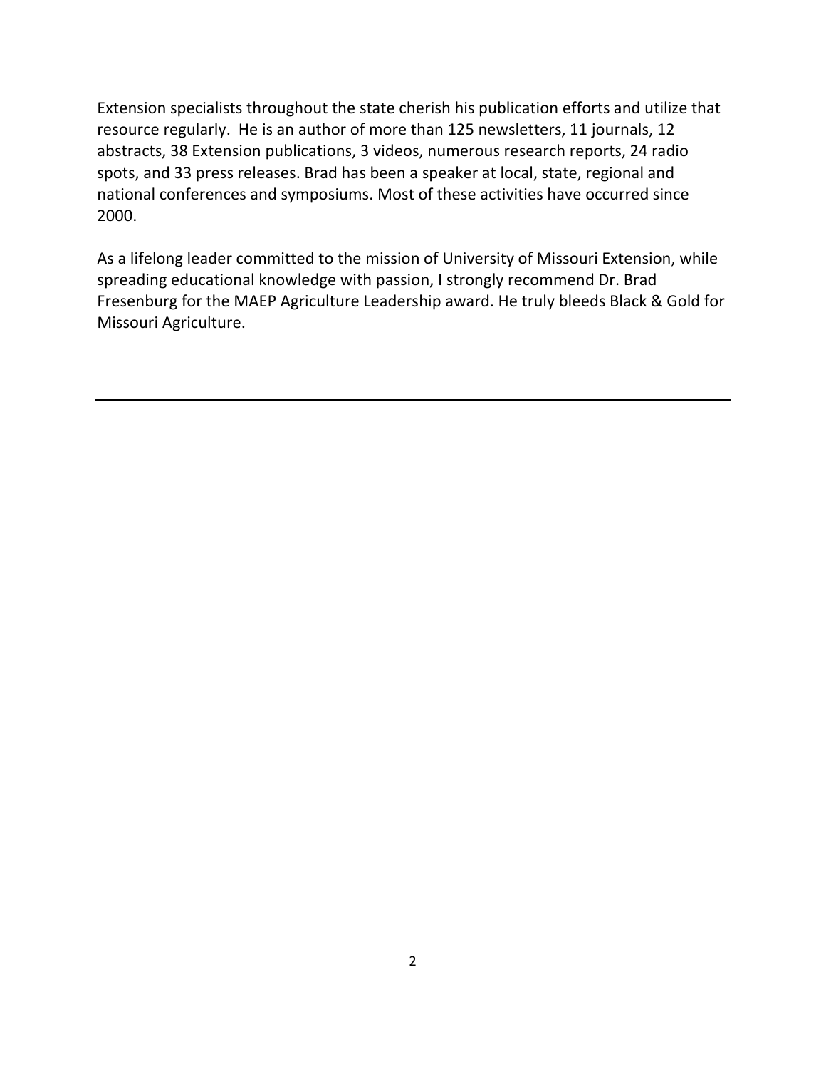Extension specialists throughout the state cherish his publication efforts and utilize that resource regularly. He is an author of more than 125 newsletters, 11 journals, 12 abstracts, 38 Extension publications, 3 videos, numerous research reports, 24 radio spots, and 33 press releases. Brad has been a speaker at local, state, regional and national conferences and symposiums. Most of these activities have occurred since 2000.

As a lifelong leader committed to the mission of University of Missouri Extension, while spreading educational knowledge with passion, I strongly recommend Dr. Brad Fresenburg for the MAEP Agriculture Leadership award. He truly bleeds Black & Gold for Missouri Agriculture.

---